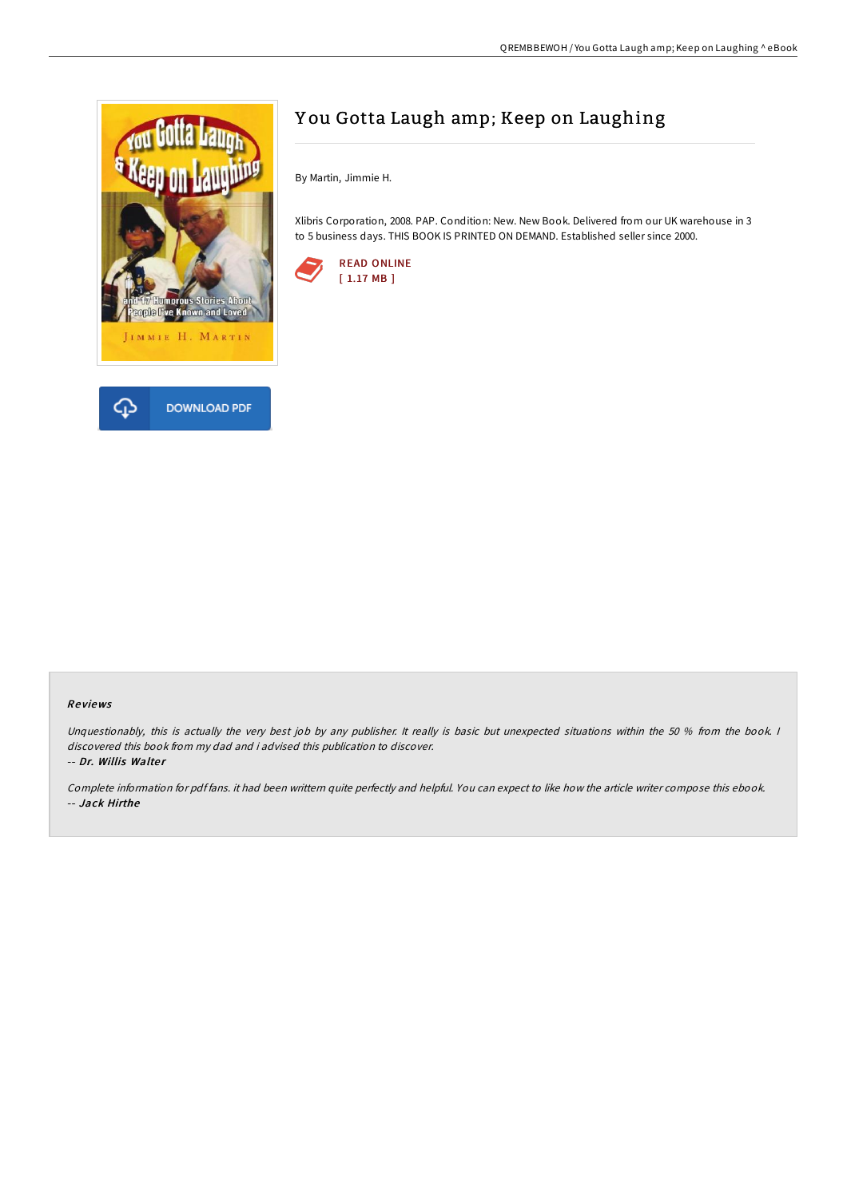# You Gotta Laugh amp; Keep on Laughing

By Martin, Jimmie H.

Xlibris Corporation, 2008. PAP. Condition: New. New Book. Delivered from our UK warehouse in 3 to 5 business days. THIS BOOK IS PRINTED ON DEMAND. Established seller since 2000.

READ ONLINE
[ 1.17 MB ]

DOWNLOAD PDF

### Reviews

*Unquestionably, this is actually the very best job by any publisher. It really is basic but unexpected situations within the 50 % from the book. I discovered this book from my dad and i advised this publication to discover.*
*-- Dr. Willis Walter*

*Complete information for pdf fans. it had been writtern quite perfectly and helpful. You can expect to like how the article writer compose this ebook.*
*-- Jack Hirthe*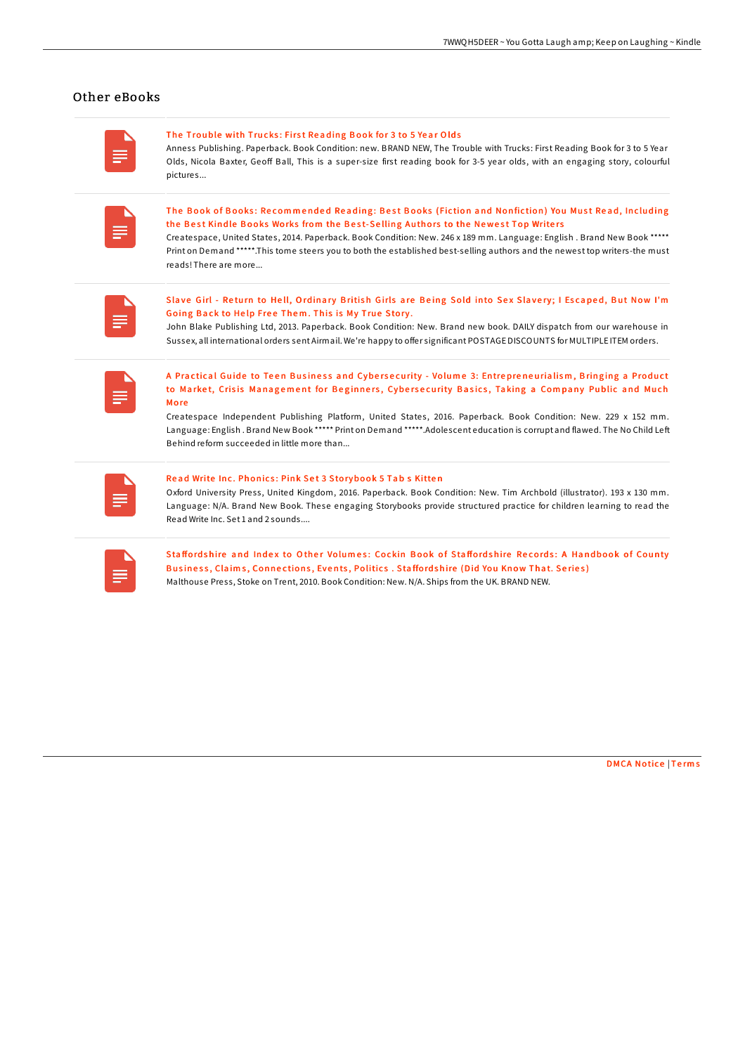## Other eBooks

**The Trouble with Trucks: First Reading Book for 3 to 5 Year Olds**

Anness Publishing. Paperback. Book Condition: new. BRAND NEW, The Trouble with Trucks: First Reading Book for 3 to 5 Year Olds, Nicola Baxter, Geoff Ball, This is a super-size first reading book for 3-5 year olds, with an engaging story, colourful pictures...

**The Book of Books: Recommended Reading: Best Books (Fiction and Nonfiction) You Must Read, Including the Best Kindle Books Works from the Best-Selling Authors to the Newest Top Writers**

Createspace, United States, 2014. Paperback. Book Condition: New. 246 x 189 mm. Language: English . Brand New Book ***** Print on Demand *****.This tome steers you to both the established best-selling authors and the newest top writers-the must reads! There are more...

**Slave Girl - Return to Hell, Ordinary British Girls are Being Sold into Sex Slavery; I Escaped, But Now I'm Going Back to Help Free Them. This is My True Story.**

John Blake Publishing Ltd, 2013. Paperback. Book Condition: New. Brand new book. DAILY dispatch from our warehouse in Sussex, all international orders sent Airmail. We're happy to offer significant POSTAGE DISCOUNTS for MULTIPLE ITEM orders.

**A Practical Guide to Teen Business and Cybersecurity - Volume 3: Entrepreneurialism, Bringing a Product to Market, Crisis Management for Beginners, Cybersecurity Basics, Taking a Company Public and Much More**

Createspace Independent Publishing Platform, United States, 2016. Paperback. Book Condition: New. 229 x 152 mm. Language: English . Brand New Book ***** Print on Demand *****.Adolescent education is corrupt and flawed. The No Child Left Behind reform succeeded in little more than...

**Read Write Inc. Phonics: Pink Set 3 Storybook 5 Tab s Kitten**

Oxford University Press, United Kingdom, 2016. Paperback. Book Condition: New. Tim Archbold (illustrator). 193 x 130 mm. Language: N/A. Brand New Book. These engaging Storybooks provide structured practice for children learning to read the Read Write Inc. Set 1 and 2 sounds....

**Staffordshire and Index to Other Volumes: Cockin Book of Staffordshire Records: A Handbook of County Business, Claims, Connections, Events, Politics . Staffordshire (Did You Know That. Series)**

Malthouse Press, Stoke on Trent, 2010. Book Condition: New. N/A. Ships from the UK. BRAND NEW.